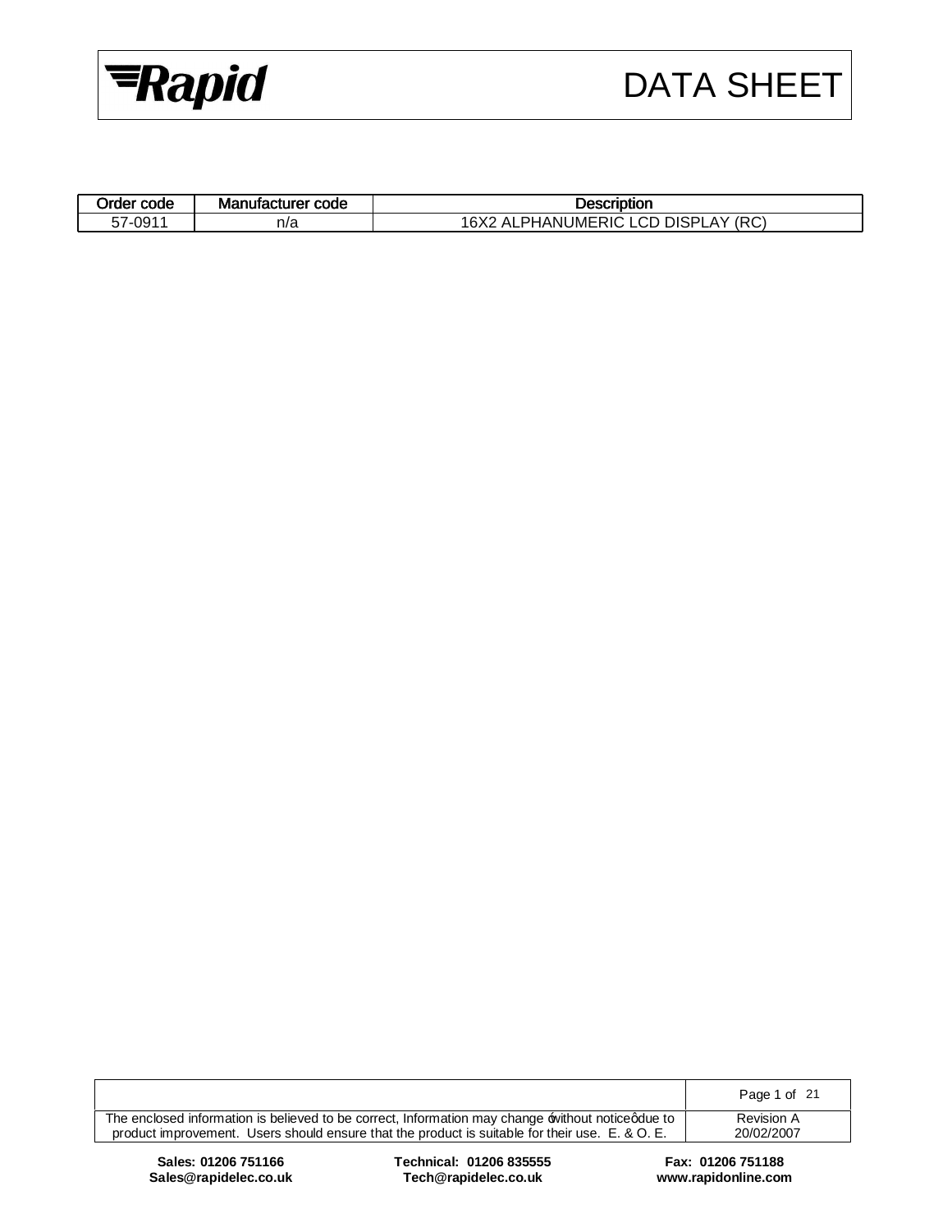# Rapid DATA SHEET

| Order code | Manufacturer code | Description |
|---|---|---|
| 57-0911 | n/a | 16X2 ALPHANUMERIC LCD DISPLAY (RC) |

The enclosed information is believed to be correct, Information may change 'without notice' due to product improvement. Users should ensure that the product is suitable for their use. E. & O. E.

Revision A
20/02/2007

**Sales: 01206 751166**
**Sales@rapidelec.co.uk**

**Technical: 01206 835555**
**Tech@rapidelec.co.uk**

**Fax: 01206 751188**
**www.rapidonline.com**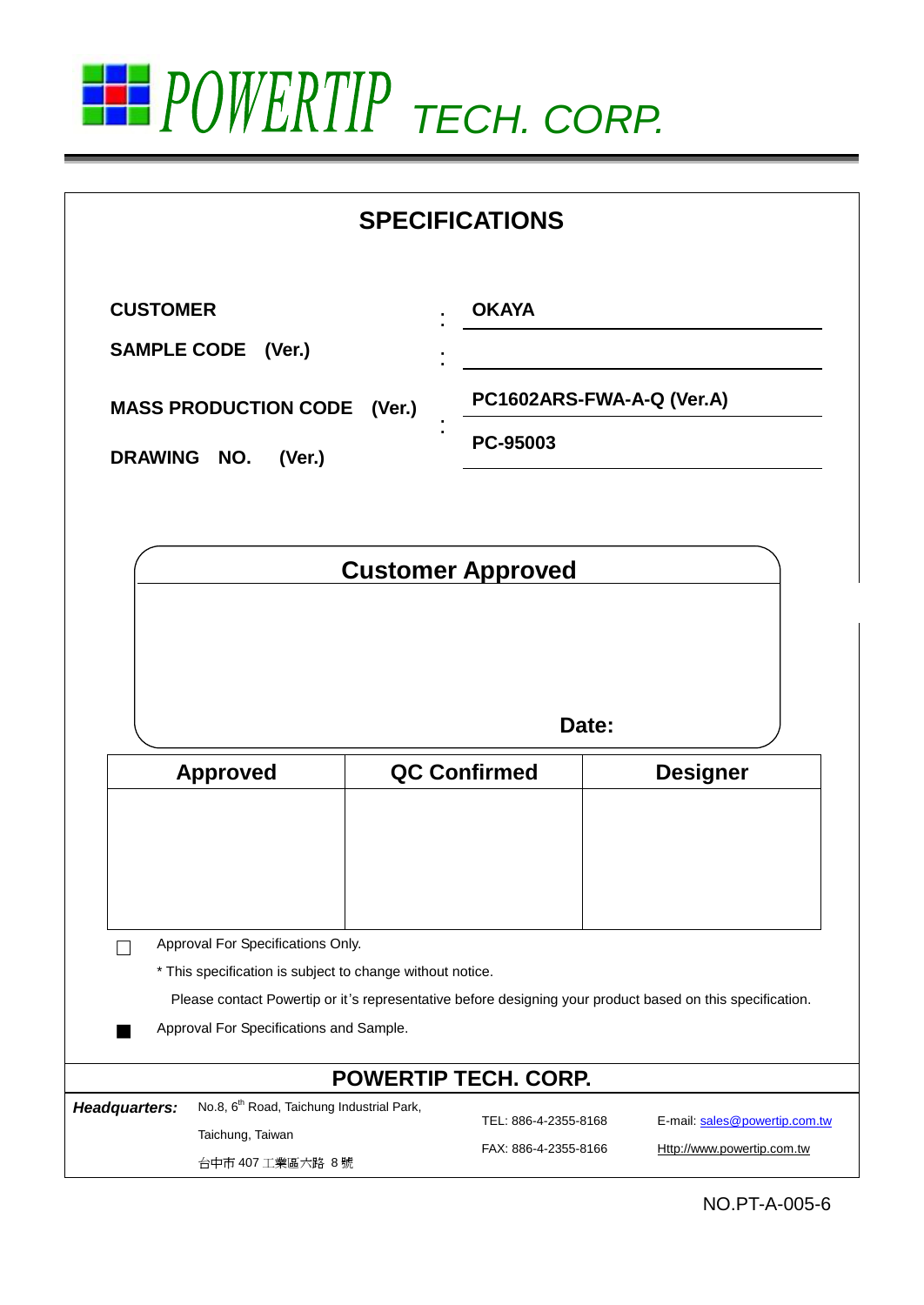POWERTIP TECH. CORP.

# SPECIFICATIONS

| | | |
|---|---|---|
| **CUSTOMER** | : | **OKAYA** |
| **SAMPLE CODE (Ver.)** | : | |
| **MASS PRODUCTION CODE (Ver.)** | : | **PC1602ARS-FWA-A-Q (Ver.A)** |
| **DRAWING NO. (Ver.)** | | **PC-95003** |

## Customer Approved

**Date:**

| Approved | QC Confirmed | Designer |
|---|---|---|
| | | |

☐ Approval For Specifications Only.

\* This specification is subject to change without notice.

Please contact Powertip or it's representative before designing your product based on this specification.

■ Approval For Specifications and Sample.

## POWERTIP TECH. CORP.

***Headquarters:*** No.8, 6th Road, Taichung Industrial Park, Taichung, Taiwan

台中市 407 工業區六路 8 號

TEL: 886-4-2355-8168

FAX: 886-4-2355-8166

E-mail: sales@powertip.com.tw

Http://www.powertip.com.tw

NO.PT-A-005-6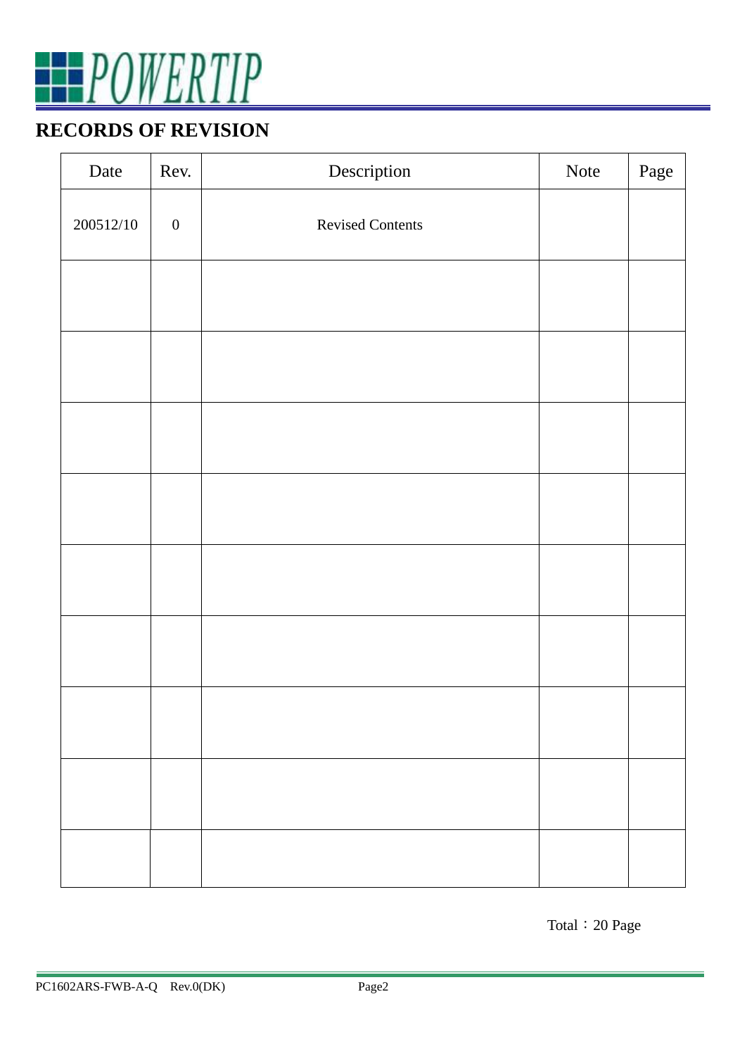## RECORDS OF REVISION

| Date | Rev. | Description | Note | Page |
|---|---|---|---|---|
| 200512/10 | 0 | Revised Contents | | |
| | | | | |
| | | | | |
| | | | | |
| | | | | |
| | | | | |
| | | | | |
| | | | | |
| | | | | |
| | | | | |

Total：20 Page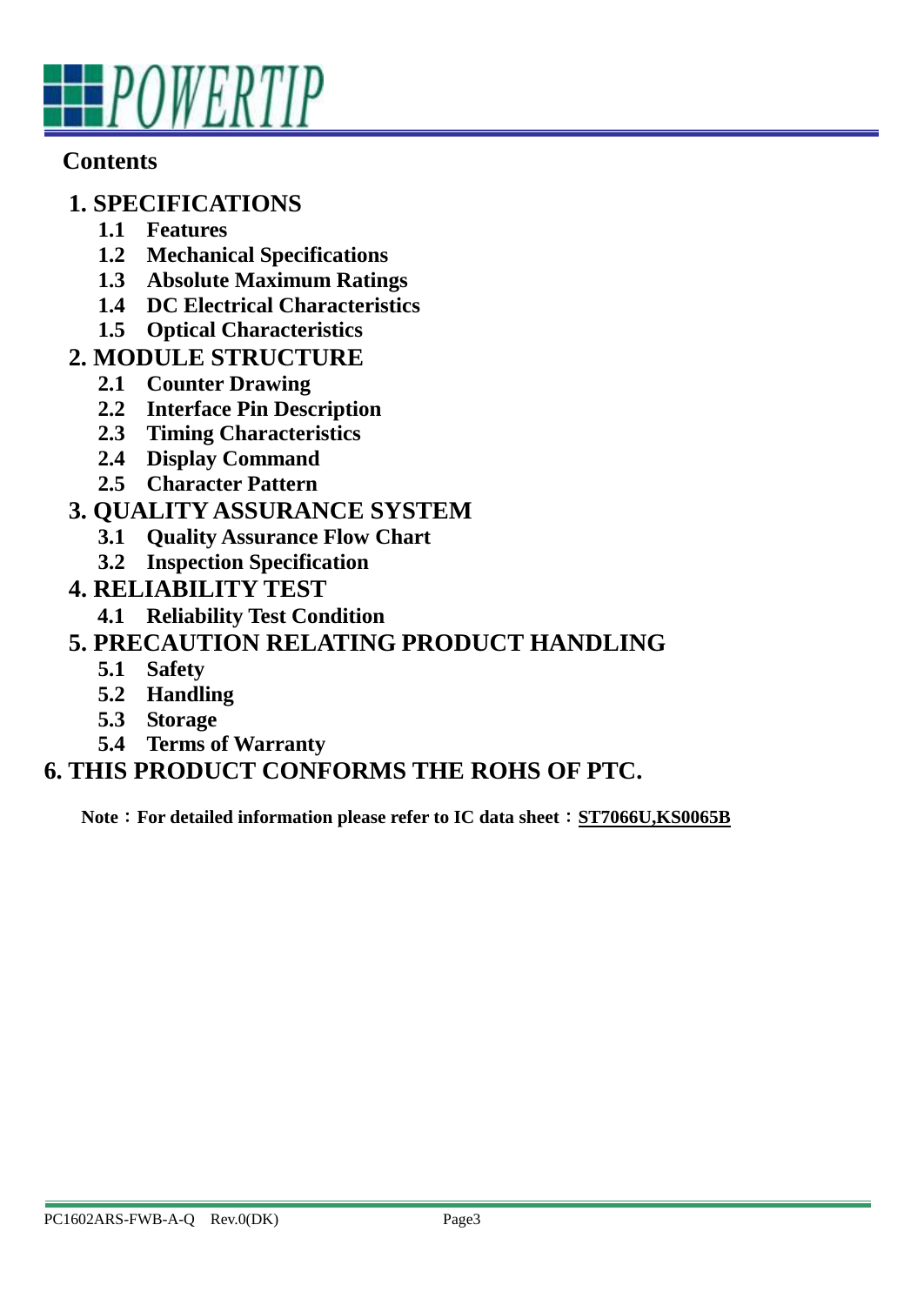## Contents

**1. SPECIFICATIONS**

- **1.1 Features**
- **1.2 Mechanical Specifications**
- **1.3 Absolute Maximum Ratings**
- **1.4 DC Electrical Characteristics**
- **1.5 Optical Characteristics**

**2. MODULE STRUCTURE**

- **2.1 Counter Drawing**
- **2.2 Interface Pin Description**
- **2.3 Timing Characteristics**
- **2.4 Display Command**
- **2.5 Character Pattern**

**3. QUALITY ASSURANCE SYSTEM**

- **3.1 Quality Assurance Flow Chart**
- **3.2 Inspection Specification**

**4. RELIABILITY TEST**

- **4.1 Reliability Test Condition**

**5. PRECAUTION RELATING PRODUCT HANDLING**

- **5.1 Safety**
- **5.2 Handling**
- **5.3 Storage**
- **5.4 Terms of Warranty**

**6. THIS PRODUCT CONFORMS THE ROHS OF PTC.**

**Note：For detailed information please refer to IC data sheet：<u>ST7066U,KS0065B</u>**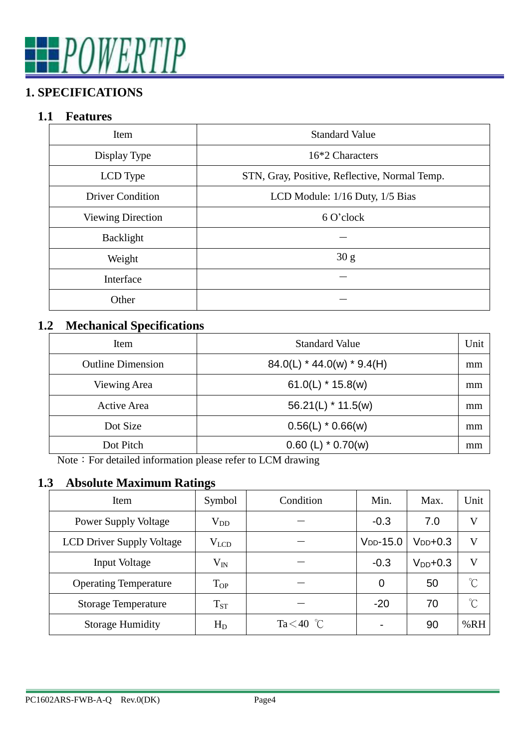# 1. SPECIFICATIONS

## 1.1 Features

| Item | Standard Value |
|---|---|
| Display Type | 16*2 Characters |
| LCD Type | STN, Gray, Positive, Reflective, Normal Temp. |
| Driver Condition | LCD Module: 1/16 Duty, 1/5 Bias |
| Viewing Direction | 6 O'clock |
| Backlight | － |
| Weight | 30 g |
| Interface | － |
| Other | － |

## 1.2 Mechanical Specifications

| Item | Standard Value | Unit |
|---|---|---|
| Outline Dimension | 84.0(L) * 44.0(w) * 9.4(H) | mm |
| Viewing Area | 61.0(L) * 15.8(w) | mm |
| Active Area | 56.21(L) * 11.5(w) | mm |
| Dot Size | 0.56(L) * 0.66(w) | mm |
| Dot Pitch | 0.60 (L) * 0.70(w) | mm |

Note：For detailed information please refer to LCM drawing

## 1.3 Absolute Maximum Ratings

| Item | Symbol | Condition | Min. | Max. | Unit |
|---|---|---|---|---|---|
| Power Supply Voltage | $V_{DD}$ | － | -0.3 | 7.0 | V |
| LCD Driver Supply Voltage | $V_{LCD}$ | － | $V_{DD}$-15.0 | $V_{DD}$+0.3 | V |
| Input Voltage | $V_{IN}$ | － | -0.3 | $V_{DD}$+0.3 | V |
| Operating Temperature | $T_{OP}$ | － | 0 | 50 | ℃ |
| Storage Temperature | $T_{ST}$ | － | -20 | 70 | ℃ |
| Storage Humidity | $H_D$ | Ta＜40 ℃ | - | 90 | %RH |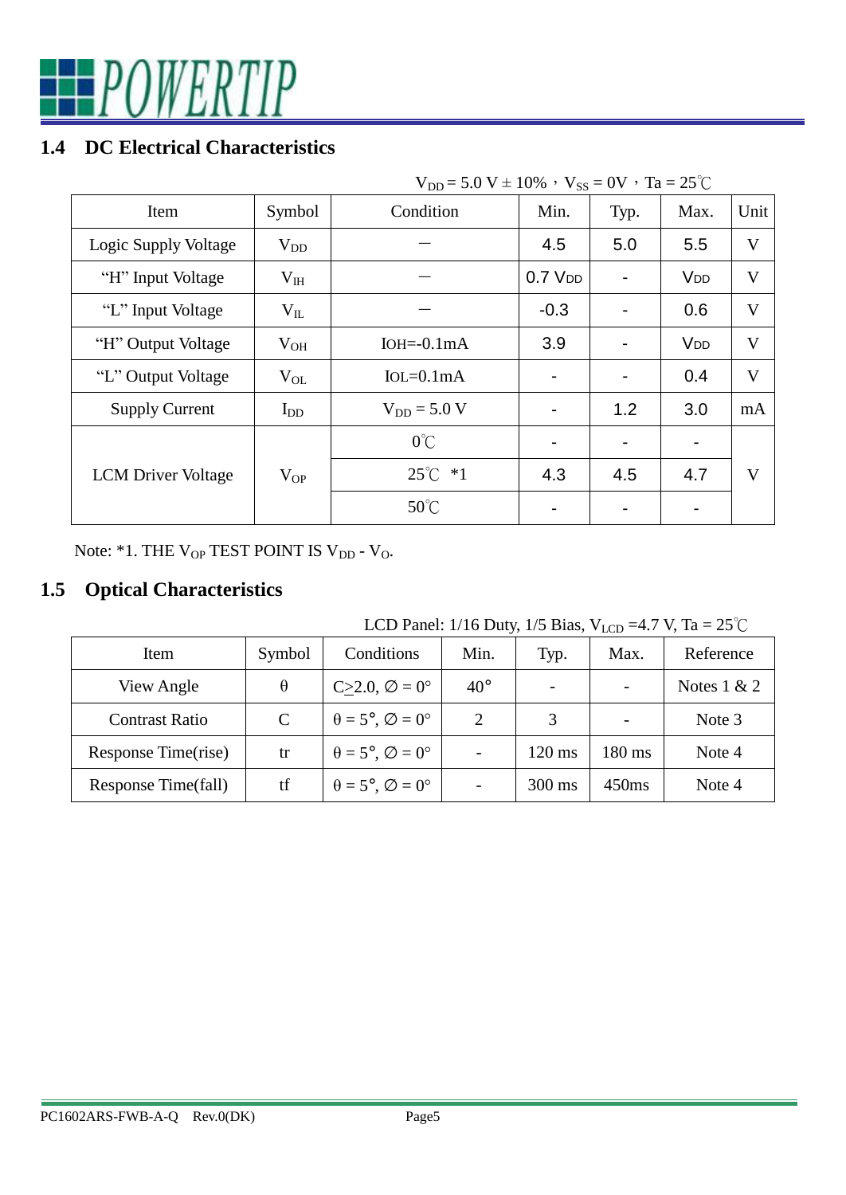## 1.4 DC Electrical Characteristics

$V_{DD}$ = 5.0 V ± 10%，$V_{SS}$ = 0V，Ta = 25℃

| Item | Symbol | Condition | Min. | Typ. | Max. | Unit |
|---|---|---|---|---|---|---|
| Logic Supply Voltage | $V_{DD}$ | ─ | 4.5 | 5.0 | 5.5 | V |
| "H" Input Voltage | $V_{IH}$ | ─ | 0.7 $V_{DD}$ | - | $V_{DD}$ | V |
| "L" Input Voltage | $V_{IL}$ | ─ | -0.3 | - | 0.6 | V |
| "H" Output Voltage | $V_{OH}$ | IOH=-0.1mA | 3.9 | - | $V_{DD}$ | V |
| "L" Output Voltage | $V_{OL}$ | IOL=0.1mA | - | - | 0.4 | V |
| Supply Current | $I_{DD}$ | $V_{DD}$ = 5.0 V | - | 1.2 | 3.0 | mA |
| LCM Driver Voltage | $V_{OP}$ | 0℃ | - | - | - | V |
| | | 25℃ \*1 | 4.3 | 4.5 | 4.7 | |
| | | 50℃ | - | - | - | |

Note: \*1. THE $V_{OP}$ TEST POINT IS $V_{DD}$ - $V_{O}$.

## 1.5 Optical Characteristics

LCD Panel: 1/16 Duty, 1/5 Bias, $V_{LCD}$ =4.7 V, Ta = 25℃

| Item | Symbol | Conditions | Min. | Typ. | Max. | Reference |
|---|---|---|---|---|---|---|
| View Angle | θ | C≥2.0, ∅ = 0° | 40° | - | - | Notes 1 & 2 |
| Contrast Ratio | C | θ = 5°, ∅ = 0° | 2 | 3 | - | Note 3 |
| Response Time(rise) | tr | θ = 5°, ∅ = 0° | - | 120 ms | 180 ms | Note 4 |
| Response Time(fall) | tf | θ = 5°, ∅ = 0° | - | 300 ms | 450ms | Note 4 |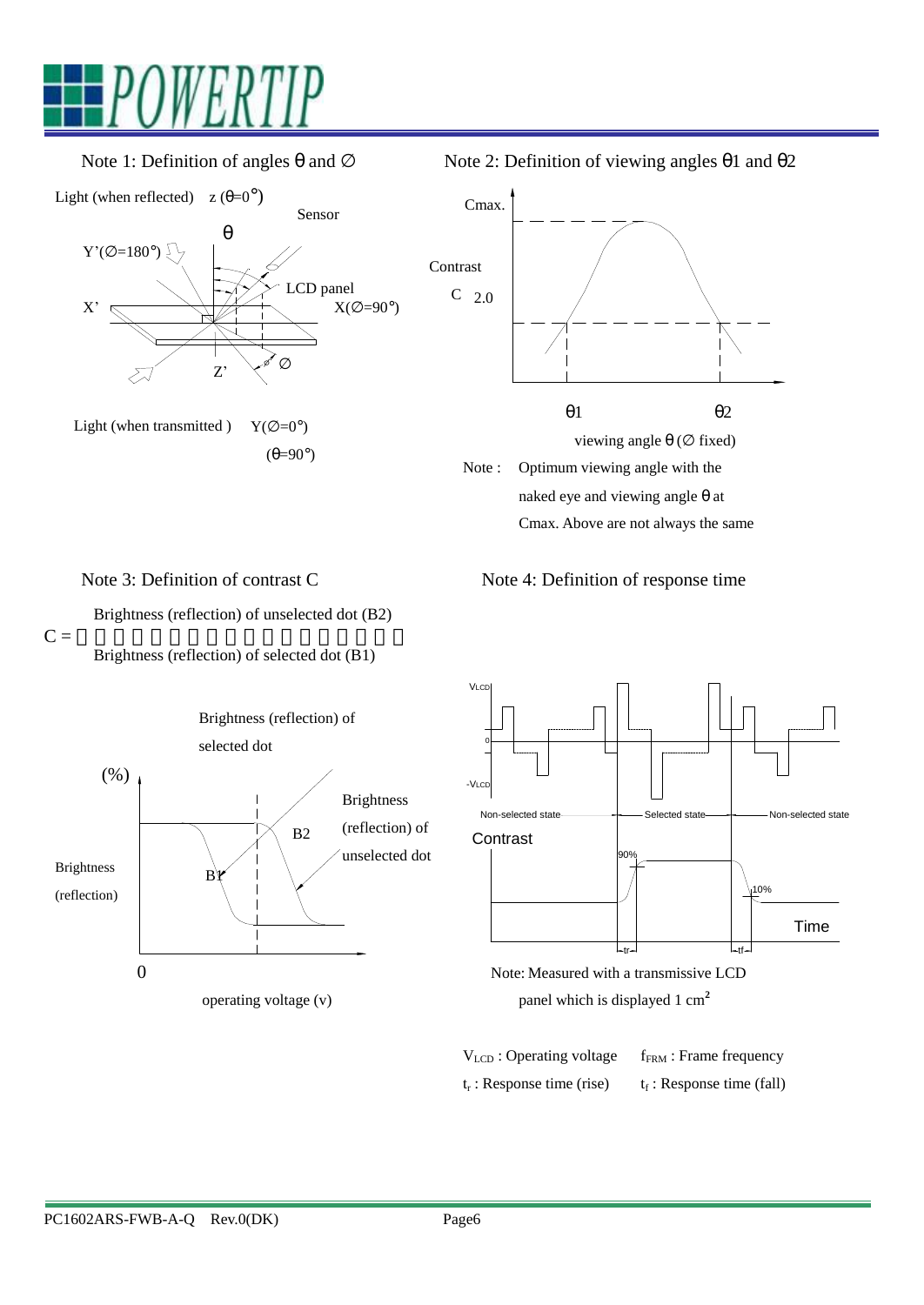Note 1: Definition of angles θ and ∅

Light (when reflected) z (θ=0°)

Sensor

θ

Y'(∅=180°)

LCD panel

X'

X(∅=90°)

Z'

∅

Light (when transmitted ) Y(∅=0°)

(θ=90°)

Note 2: Definition of viewing angles θ1 and θ2

Cmax.

Contrast

C 2.0

θ1 θ2

viewing angle θ (∅ fixed)

Note : Optimum viewing angle with the naked eye and viewing angle θ at Cmax. Above are not always the same

Note 3: Definition of contrast C

$$C = \frac{\text{Brightness (reflection) of unselected dot (B2)}}{\text{Brightness (reflection) of selected dot (B1)}}$$

Brightness (reflection) of selected dot

(%)

Brightness (reflection) of unselected dot

B2

B1

Brightness (reflection)

0

operating voltage (v)

Note 4: Definition of response time

$V_{LCD}$

0

$-V_{LCD}$

Non-selected state — Selected state — Non-selected state

Contrast

90%

10%

Time

tr tf

Note: Measured with a transmissive LCD panel which is displayed 1 $cm^2$

$V_{LCD}$ : Operating voltage $f_{FRM}$ : Frame frequency

$t_r$ : Response time (rise) $t_f$ : Response time (fall)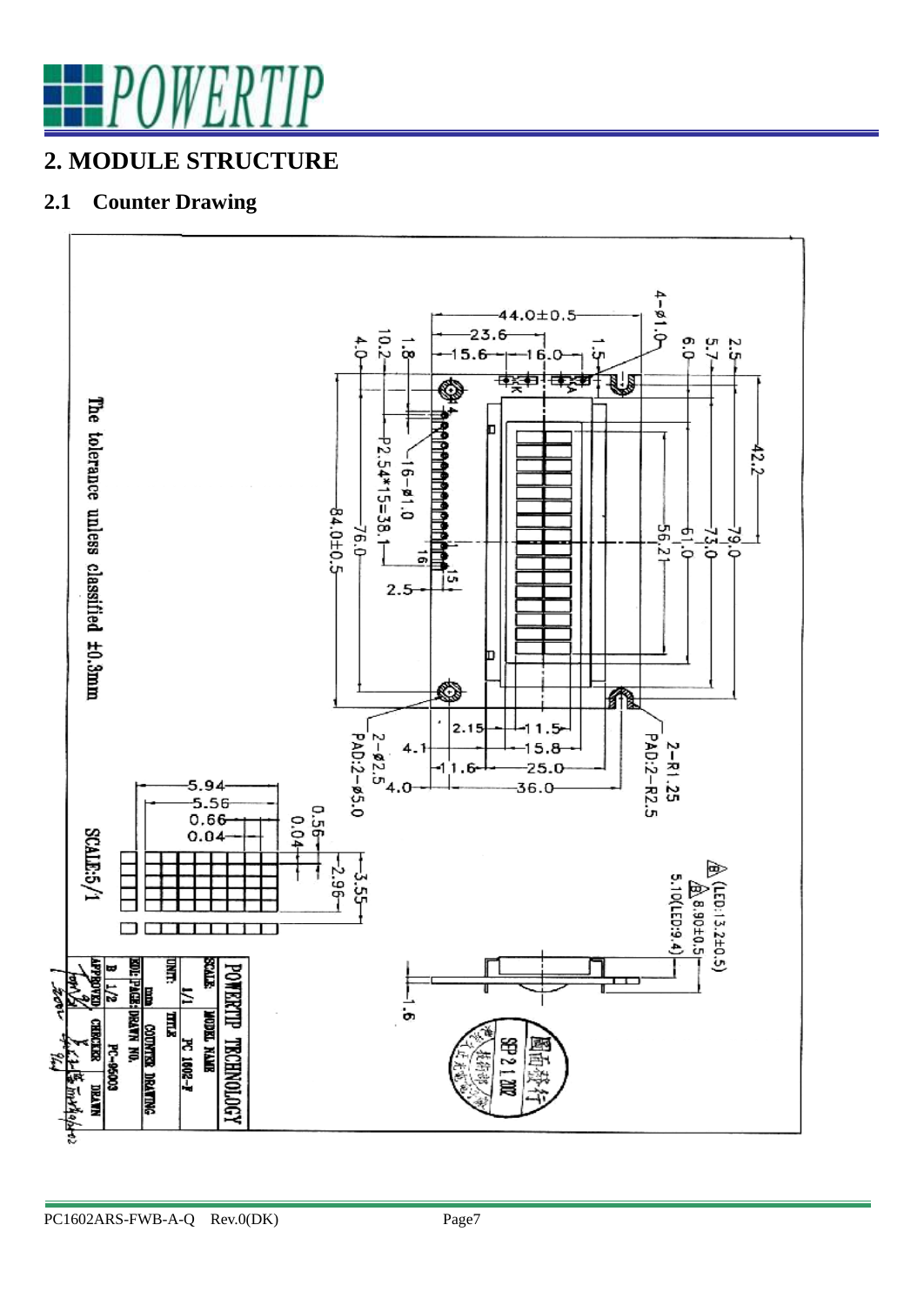## 2. MODULE STRUCTURE

### 2.1 Counter Drawing

The tolerance unless classified ±0.3mm

SCALE:5/1

| POWERTIP TECHNOLOGY | |
|---|---|
| SCALE: | MODEL NAME |
| 1/1 | PC 1602-F |
| UNIT: | TITLE |
| mm | COUNTER DRAWING |
| EDI.PAGE: | DRAWN NO. |
| B 1/2 | PC-95003 |
| APPROVED | CHECKER | DRAWN |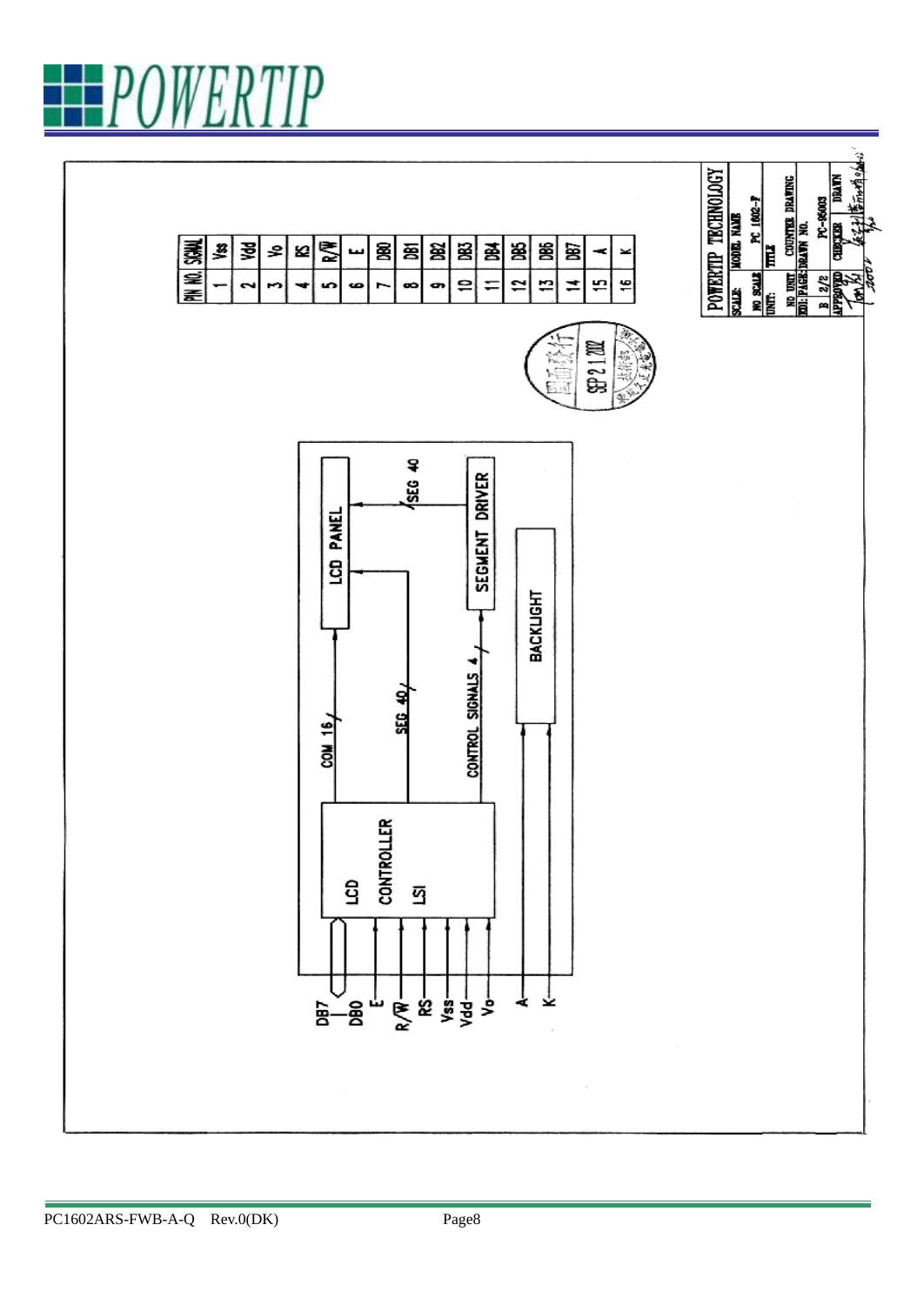| PIN NO. | SIGNAL |
|---|---|
| 1 | Vss |
| 2 | Vdd |
| 3 | Vo |
| 4 | RS |
| 5 | R/W |
| 6 | E |
| 7 | DB0 |
| 8 | DB1 |
| 9 | DB2 |
| 10 | DB3 |
| 11 | DB4 |
| 12 | DB5 |
| 13 | DB6 |
| 14 | DB7 |
| 15 | A |
| 16 | K |

DB7 – DB0, E, R/W, RS, Vss, Vdd, Vo → LCD CONTROLLER LSI

LCD CONTROLLER LSI → COM 16 → LCD PANEL

LCD CONTROLLER LSI → SEG 40 → LCD PANEL

LCD CONTROLLER LSI → CONTROL SIGNALS 4 → SEGMENT DRIVER → SEG 40 → LCD PANEL

A, K → BACKLIGHT

SEP 21 2002

| POWERTIP TECHNOLOGY | |
|---|---|
| SCALE: NO SCALE | MODEL NAME: PC 1602-F |
| UNIT: NO UNIT | TITLE: COUNTER DRAWING |
| EDI: B | PAGE: 2/2 |
| DRAWN NO. | PC-05003 |
| APPROVED | CHECKER | DRAWN |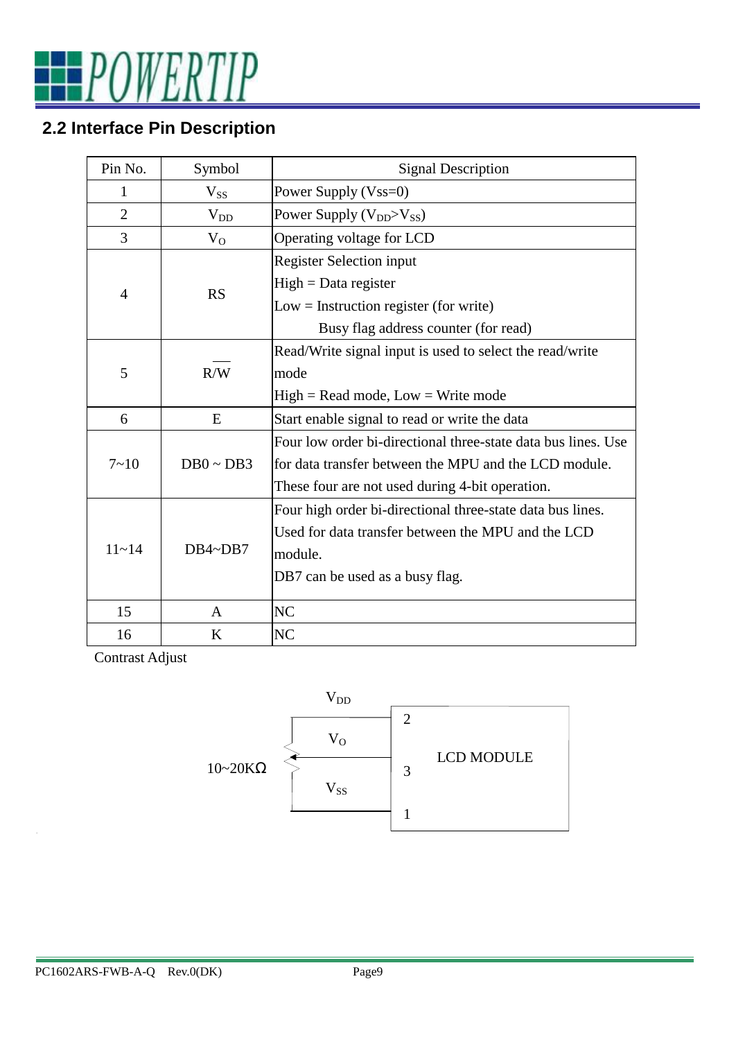## 2.2 Interface Pin Description

| Pin No. | Symbol | Signal Description |
|---|---|---|
| 1 | $V_{SS}$ | Power Supply (Vss=0) |
| 2 | $V_{DD}$ | Power Supply ($V_{DD}$>$V_{SS}$) |
| 3 | $V_O$ | Operating voltage for LCD |
| 4 | RS | Register Selection input<br>High = Data register<br>Low = Instruction register (for write)<br>Busy flag address counter (for read) |
| 5 | $R/\overline{W}$ | Read/Write signal input is used to select the read/write mode<br>High = Read mode, Low = Write mode |
| 6 | E | Start enable signal to read or write the data |
| 7~10 | DB0 ~ DB3 | Four low order bi-directional three-state data bus lines. Use for data transfer between the MPU and the LCD module. These four are not used during 4-bit operation. |
| 11~14 | DB4~DB7 | Four high order bi-directional three-state data bus lines. Used for data transfer between the MPU and the LCD module.<br>DB7 can be used as a busy flag. |
| 15 | A | NC |
| 16 | K | NC |

Contrast Adjust

$V_{DD}$ — 2
$V_O$ — 3 LCD MODULE
$V_{SS}$ — 1
10~20KΩ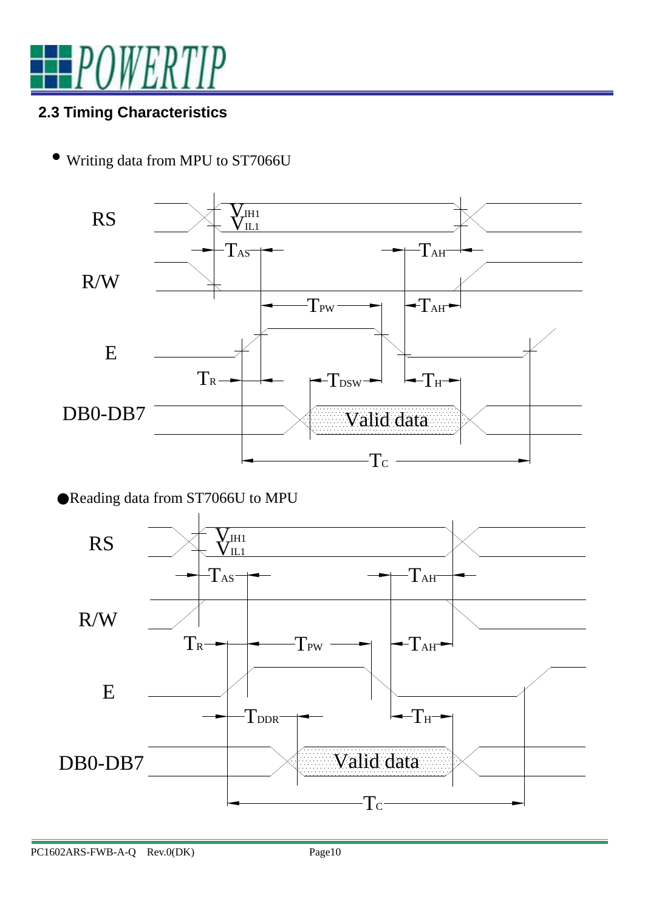## 2.3 Timing Characteristics

- Writing data from MPU to ST7066U

RS, R/W, E, DB0-DB7

$V_{IH1}$, $V_{IL1}$, $T_{AS}$, $T_{AH}$, $T_{PW}$, $T_{AH}$, $T_R$, $T_{DSW}$, $T_H$, Valid data, $T_C$

- Reading data from ST7066U to MPU

RS, R/W, E, DB0-DB7

$V_{IH1}$, $V_{IL1}$, $T_{AS}$, $T_{AH}$, $T_R$, $T_{PW}$, $T_{AH}$, $T_{DDR}$, $T_H$, Valid data, $T_C$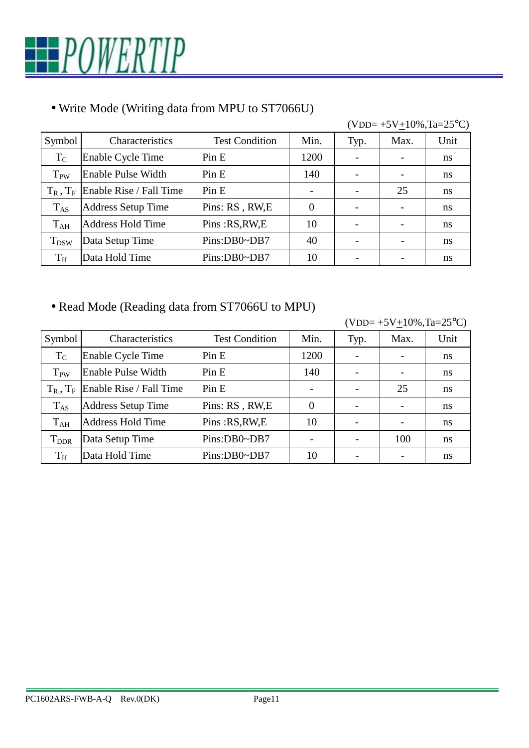• Write Mode (Writing data from MPU to ST7066U)

(VDD= +5V±10%,Ta=25°C)

| Symbol | Characteristics | Test Condition | Min. | Typ. | Max. | Unit |
|---|---|---|---|---|---|---|
| $T_C$ | Enable Cycle Time | Pin E | 1200 | - | - | ns |
| $T_{PW}$ | Enable Pulse Width | Pin E | 140 | - | - | ns |
| $T_R$ , $T_F$ | Enable Rise / Fall Time | Pin E | - | - | 25 | ns |
| $T_{AS}$ | Address Setup Time | Pins: RS , RW,E | 0 | - | - | ns |
| $T_{AH}$ | Address Hold Time | Pins :RS,RW,E | 10 | - | - | ns |
| $T_{DSW}$ | Data Setup Time | Pins:DB0~DB7 | 40 | - | - | ns |
| $T_H$ | Data Hold Time | Pins:DB0~DB7 | 10 | - | - | ns |

• Read Mode (Reading data from ST7066U to MPU)

(VDD= +5V±10%,Ta=25°C)

| Symbol | Characteristics | Test Condition | Min. | Typ. | Max. | Unit |
|---|---|---|---|---|---|---|
| $T_C$ | Enable Cycle Time | Pin E | 1200 | - | - | ns |
| $T_{PW}$ | Enable Pulse Width | Pin E | 140 | - | - | ns |
| $T_R$ , $T_F$ | Enable Rise / Fall Time | Pin E | - | - | 25 | ns |
| $T_{AS}$ | Address Setup Time | Pins: RS , RW,E | 0 | - | - | ns |
| $T_{AH}$ | Address Hold Time | Pins :RS,RW,E | 10 | - | - | ns |
| $T_{DDR}$ | Data Setup Time | Pins:DB0~DB7 | - | - | 100 | ns |
| $T_H$ | Data Hold Time | Pins:DB0~DB7 | 10 | - | - | ns |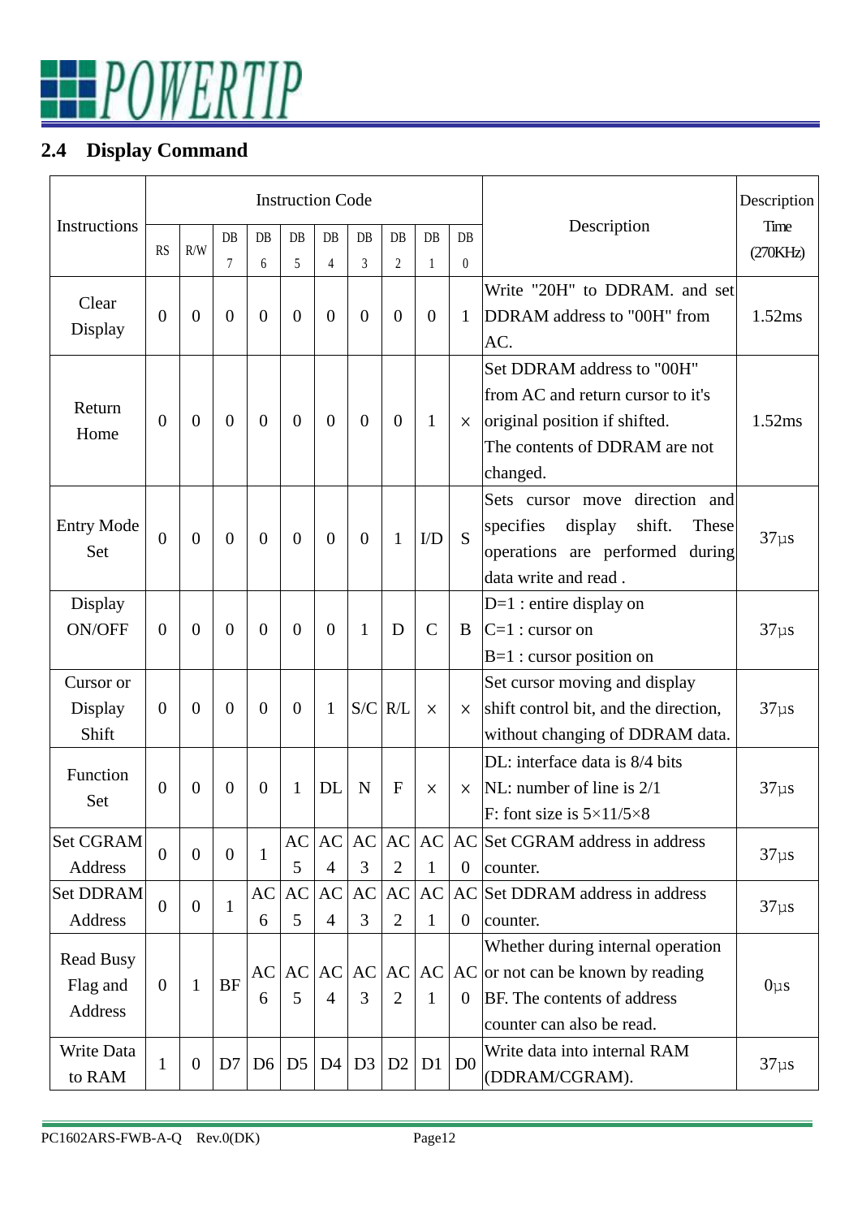## 2.4 Display Command

| Instructions | Instruction Code | | | | | | | | | | Description | Description Time (270KHz) |
|---|---|---|---|---|---|---|---|---|---|---|---|---|
| | RS | R/W | DB 7 | DB 6 | DB 5 | DB 4 | DB 3 | DB 2 | DB 1 | DB 0 | | |
| Clear Display | 0 | 0 | 0 | 0 | 0 | 0 | 0 | 0 | 0 | 1 | Write "20H" to DDRAM. and set DDRAM address to "00H" from AC. | 1.52ms |
| Return Home | 0 | 0 | 0 | 0 | 0 | 0 | 0 | 0 | 1 | × | Set DDRAM address to "00H" from AC and return cursor to it's original position if shifted. The contents of DDRAM are not changed. | 1.52ms |
| Entry Mode Set | 0 | 0 | 0 | 0 | 0 | 0 | 0 | 1 | I/D | S | Sets cursor move direction and specifies display shift. These operations are performed during data write and read . | 37µs |
| Display ON/OFF | 0 | 0 | 0 | 0 | 0 | 0 | 1 | D | C | B | D=1 : entire display on<br>C=1 : cursor on<br>B=1 : cursor position on | 37µs |
| Cursor or Display Shift | 0 | 0 | 0 | 0 | 0 | 1 | S/C | R/L | × | × | Set cursor moving and display shift control bit, and the direction, without changing of DDRAM data. | 37µs |
| Function Set | 0 | 0 | 0 | 0 | 1 | DL | N | F | × | × | DL: interface data is 8/4 bits<br>NL: number of line is 2/1<br>F: font size is 5×11/5×8 | 37µs |
| Set CGRAM Address | 0 | 0 | 0 | 1 | AC 5 | AC 4 | AC 3 | AC 2 | AC 1 | AC 0 | Set CGRAM address in address counter. | 37µs |
| Set DDRAM Address | 0 | 0 | 1 | AC 6 | AC 5 | AC 4 | AC 3 | AC 2 | AC 1 | AC 0 | Set DDRAM address in address counter. | 37µs |
| Read Busy Flag and Address | 0 | 1 | BF | AC 6 | AC 5 | AC 4 | AC 3 | AC 2 | AC 1 | AC 0 | Whether during internal operation or not can be known by reading BF. The contents of address counter can also be read. | 0µs |
| Write Data to RAM | 1 | 0 | D7 | D6 | D5 | D4 | D3 | D2 | D1 | D0 | Write data into internal RAM (DDRAM/CGRAM). | 37µs |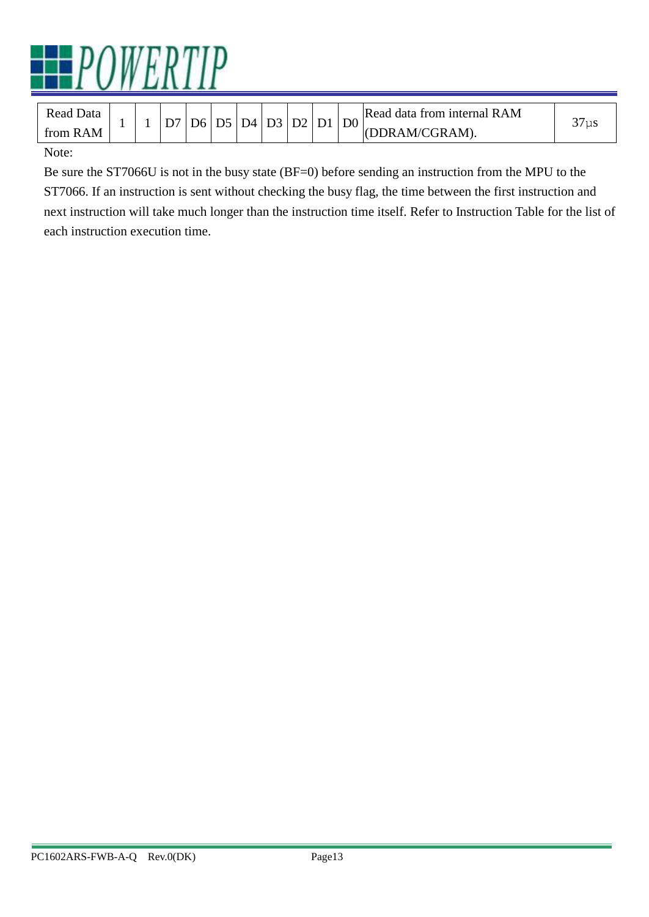| Read Data from RAM | 1 | 1 | D7 | D6 | D5 | D4 | D3 | D2 | D1 | D0 | Read data from internal RAM (DDRAM/CGRAM). | 37μs |
|---|---|---|---|---|---|---|---|---|---|---|---|---|

Note:

Be sure the ST7066U is not in the busy state (BF=0) before sending an instruction from the MPU to the ST7066. If an instruction is sent without checking the busy flag, the time between the first instruction and next instruction will take much longer than the instruction time itself. Refer to Instruction Table for the list of each instruction execution time.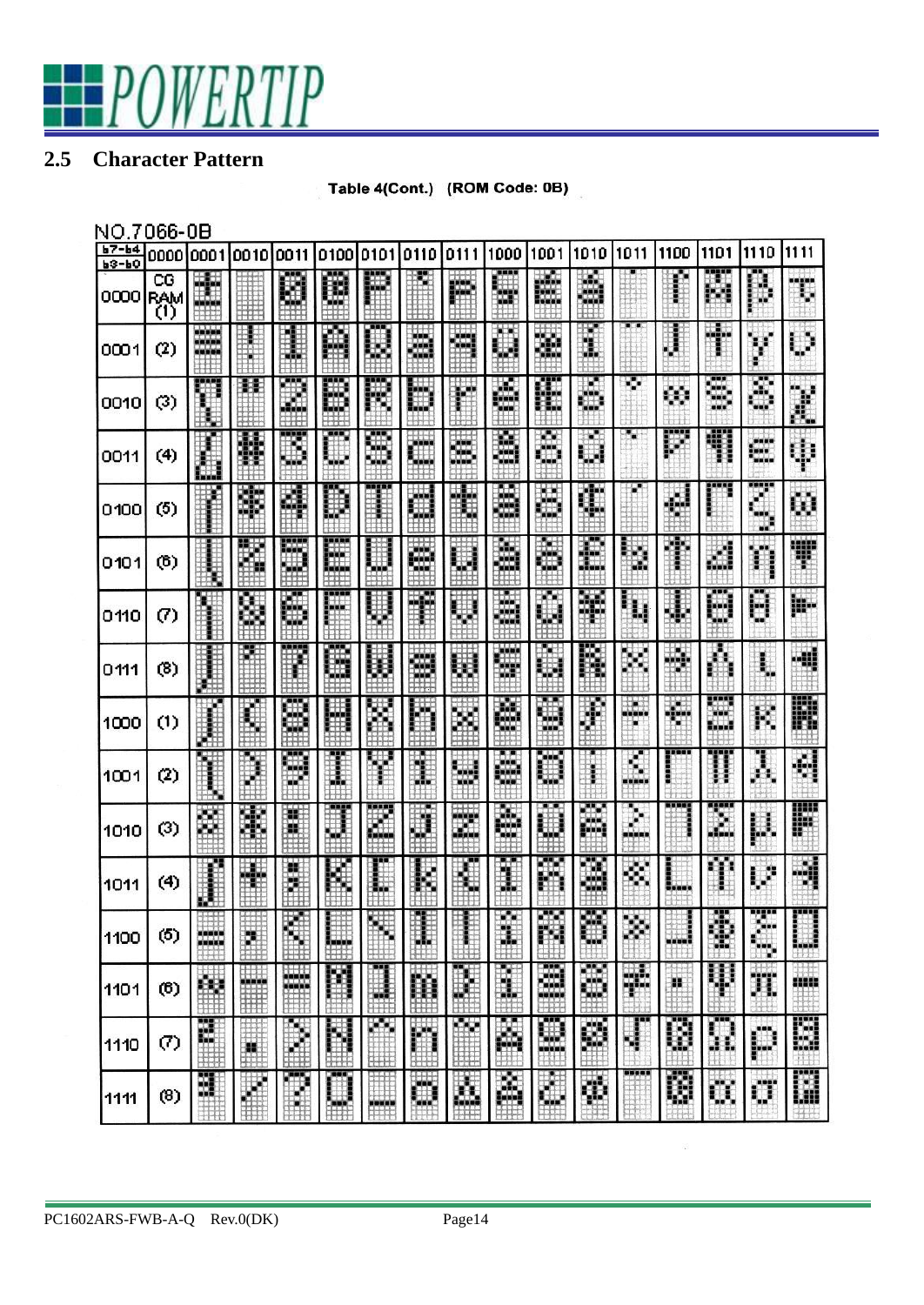## 2.5 Character Pattern

**Table 4(Cont.) (ROM Code: 0B)**

NO.7066-0B

| b7-b4 / b3-b0 | 0000 | 0001 | 0010 | 0011 | 0100 | 0101 | 0110 | 0111 | 1000 | 1001 | 1010 | 1011 | 1100 | 1101 | 1110 | 1111 |
|---|---|---|---|---|---|---|---|---|---|---|---|---|---|---|---|---|
| 0000 | CG RAM (1) | | | 0 | @ | P | | p | | | | | | | | |
| 0001 | (2) | | ! | 1 | A | Q | a | q | | | | | | | | |
| 0010 | (3) | | " | 2 | B | R | b | r | | | | | | | | |
| 0011 | (4) | | # | 3 | C | S | c | s | | | | | | | | |
| 0100 | (5) | | $ | 4 | D | T | d | t | | | | | | | | |
| 0101 | (6) | | % | 5 | E | U | e | u | | | | | | | | |
| 0110 | (7) | | & | 6 | F | V | f | v | | | | | | | | |
| 0111 | (8) | | ' | 7 | G | W | g | w | | | | | | | | |
| 1000 | (1) | | ( | 8 | H | X | h | x | | | | | | | | |
| 1001 | (2) | | ) | 9 | I | Y | i | y | | | | | | | | |
| 1010 | (3) | | * | : | J | Z | j | z | | | | | | | | |
| 1011 | (4) | | + | ; | K | [ | k | { | | | | | | | | |
| 1100 | (5) | | , | < | L | \ | l | \| | | | | | | | | |
| 1101 | (6) | | - | = | M | ] | m | } | | | | | | | | |
| 1110 | (7) | | . | > | N | ^ | n | ~ | | | | | | | | |
| 1111 | (8) | | / | ? | O | _ | o | | | | | | | | | |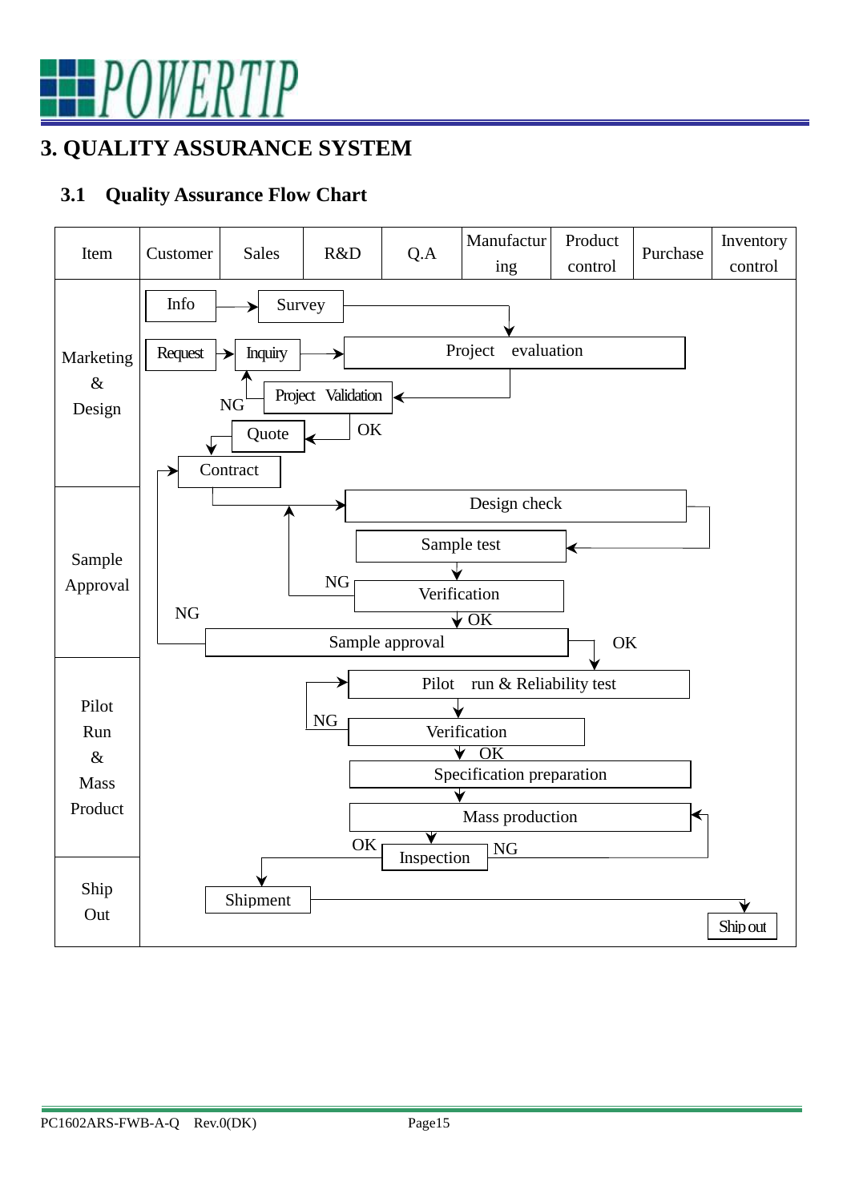# 3. QUALITY ASSURANCE SYSTEM

## 3.1 Quality Assurance Flow Chart

| Item | Customer | Sales | R&D | Q.A | Manufacturing | Product control | Purchase | Inventory control |
|---|---|---|---|---|---|---|---|---|
| Marketing & Design | Info → Survey → Project evaluation; Request → Inquiry → Project evaluation → Project Validation (NG → Inquiry; OK → Quote) → Contract | | | | | | | |
| Sample Approval | Design check → Sample test → Verification (NG → Design check; OK → Sample approval) → Sample approval (NG → Contract; OK → Pilot run) | | | | | | | |
| Pilot Run & Mass Product | Pilot run & Reliability test → Verification (NG → Pilot run; OK) → Specification preparation → Mass production → Inspection (NG → Mass production; OK → Shipment) | | | | | | | |
| Ship Out | Shipment → Ship out | | | | | | | |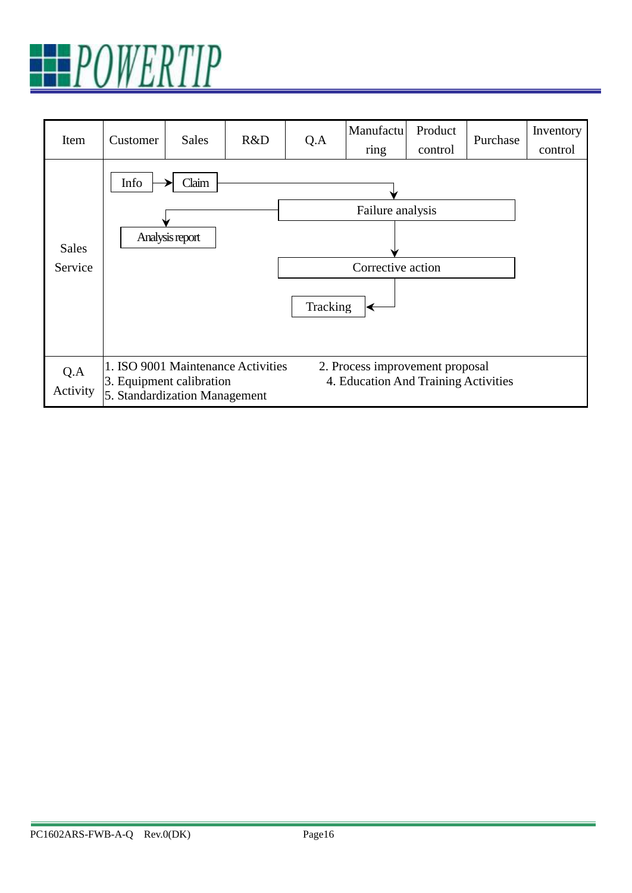| Item | Customer | Sales | R&D | Q.A | Manufacturing | Product control | Purchase | Inventory control |
|---|---|---|---|---|---|---|---|---|
| Sales Service | Info → Claim → Analysis report | | | Failure analysis → Corrective action → Tracking | | | | |
| Q.A Activity | 1. ISO 9001 Maintenance Activities<br>2. Process improvement proposal<br>3. Equipment calibration<br>4. Education And Training Activities<br>5. Standardization Management | | | | | | | |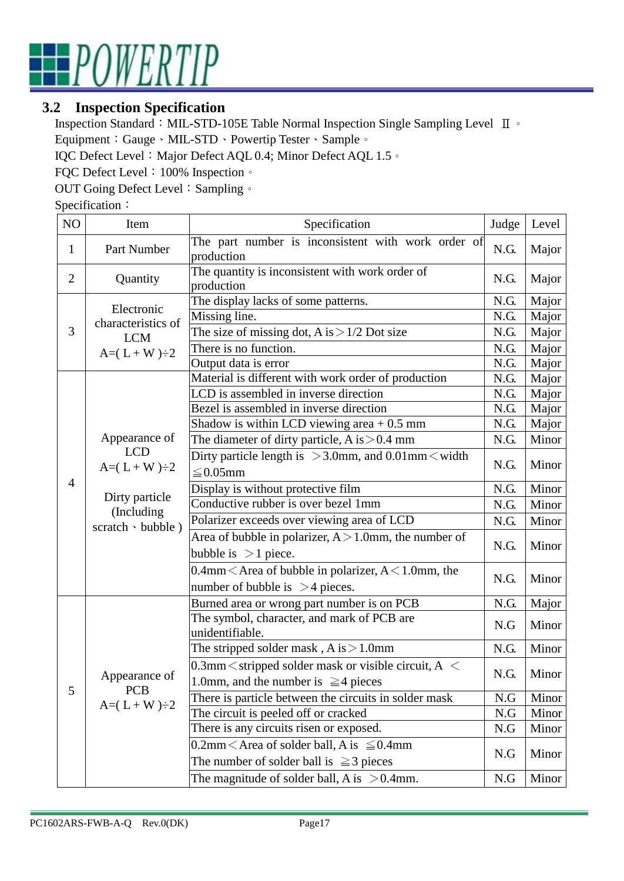### 3.2 Inspection Specification

Inspection Standard：MIL-STD-105E Table Normal Inspection Single Sampling Level Ⅱ。

Equipment：Gauge、MIL-STD、Powertip Tester、Sample。

IQC Defect Level：Major Defect AQL 0.4; Minor Defect AQL 1.5。

FQC Defect Level：100% Inspection。

OUT Going Defect Level：Sampling。

Specification：

| NO | Item | Specification | Judge | Level |
|---|---|---|---|---|
| 1 | Part Number | The part number is inconsistent with work order of production | N.G. | Major |
| 2 | Quantity | The quantity is inconsistent with work order of production | N.G. | Major |
| 3 | Electronic characteristics of LCM A=( L + W )÷2 | The display lacks of some patterns. | N.G. | Major |
| | | Missing line. | N.G. | Major |
| | | The size of missing dot, A is＞1/2 Dot size | N.G. | Major |
| | | There is no function. | N.G. | Major |
| | | Output data is error | N.G. | Major |
| 4 | Appearance of LCD A=( L + W )÷2 Dirty particle (Including scratch、bubble ) | Material is different with work order of production | N.G. | Major |
| | | LCD is assembled in inverse direction | N.G. | Major |
| | | Bezel is assembled in inverse direction | N.G. | Major |
| | | Shadow is within LCD viewing area + 0.5 mm | N.G. | Major |
| | | The diameter of dirty particle, A is＞0.4 mm | N.G. | Minor |
| | | Dirty particle length is ＞3.0mm, and 0.01mm＜width ≦0.05mm | N.G. | Minor |
| | | Display is without protective film | N.G. | Minor |
| | | Conductive rubber is over bezel 1mm | N.G. | Minor |
| | | Polarizer exceeds over viewing area of LCD | N.G. | Minor |
| | | Area of bubble in polarizer, A＞1.0mm, the number of bubble is ＞1 piece. | N.G. | Minor |
| | | 0.4mm＜Area of bubble in polarizer, A＜1.0mm, the number of bubble is ＞4 pieces. | N.G. | Minor |
| 5 | Appearance of PCB A=( L + W )÷2 | Burned area or wrong part number is on PCB | N.G. | Major |
| | | The symbol, character, and mark of PCB are unidentifiable. | N.G | Minor |
| | | The stripped solder mask , A is＞1.0mm | N.G. | Minor |
| | | 0.3mm＜stripped solder mask or visible circuit, A ＜ 1.0mm, and the number is ≧4 pieces | N.G. | Minor |
| | | There is particle between the circuits in solder mask | N.G | Minor |
| | | The circuit is peeled off or cracked | N.G | Minor |
| | | There is any circuits risen or exposed. | N.G | Minor |
| | | 0.2mm＜Area of solder ball, A is ≦0.4mm The number of solder ball is ≧3 pieces | N.G | Minor |
| | | The magnitude of solder ball, A is ＞0.4mm. | N.G | Minor |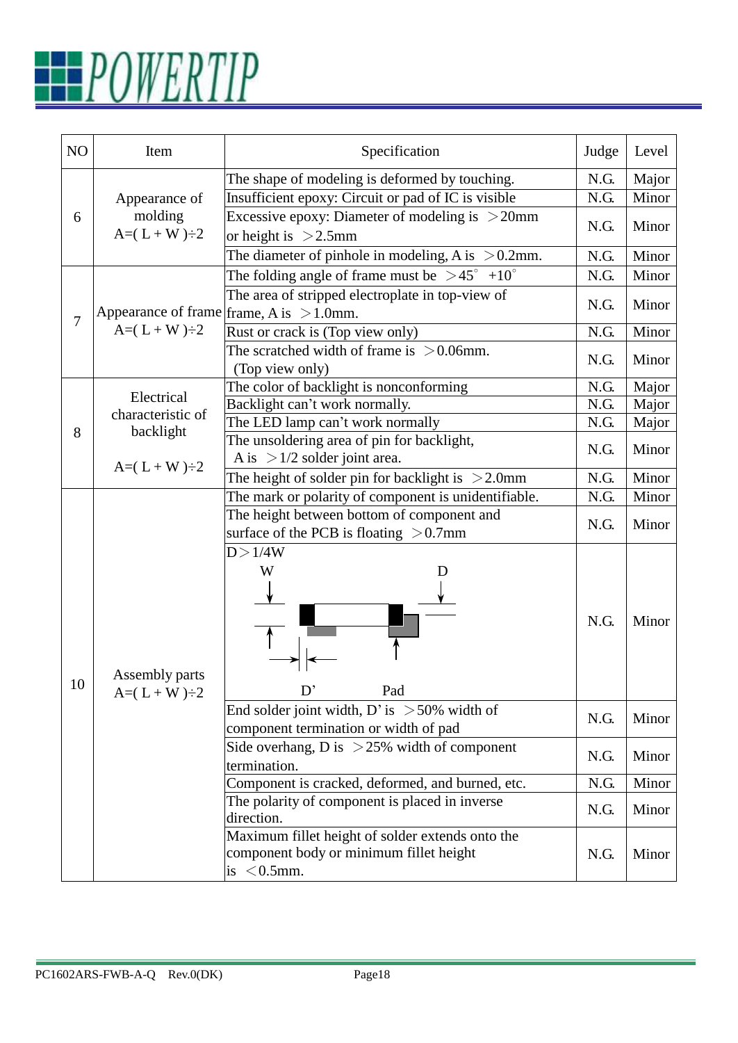| NO | Item | Specification | Judge | Level |
|---|---|---|---|---|
| 6 | Appearance of molding A=( L + W )÷2 | The shape of modeling is deformed by touching. | N.G. | Major |
| | | Insufficient epoxy: Circuit or pad of IC is visible | N.G. | Minor |
| | | Excessive epoxy: Diameter of modeling is ＞20mm or height is ＞2.5mm | N.G. | Minor |
| | | The diameter of pinhole in modeling, A is ＞0.2mm. | N.G. | Minor |
| 7 | Appearance of frame A=( L + W )÷2 | The folding angle of frame must be ＞45° +10° | N.G. | Minor |
| | | The area of stripped electroplate in top-view of frame, A is ＞1.0mm. | N.G. | Minor |
| | | Rust or crack is (Top view only) | N.G. | Minor |
| | | The scratched width of frame is ＞0.06mm. (Top view only) | N.G. | Minor |
| 8 | Electrical characteristic of backlight A=( L + W )÷2 | The color of backlight is nonconforming | N.G. | Major |
| | | Backlight can't work normally. | N.G. | Major |
| | | The LED lamp can't work normally | N.G. | Major |
| | | The unsoldering area of pin for backlight, A is ＞1/2 solder joint area. | N.G. | Minor |
| | | The height of solder pin for backlight is ＞2.0mm | N.G. | Minor |
| 10 | Assembly parts A=( L + W )÷2 | The mark or polarity of component is unidentifiable. | N.G. | Minor |
| | | The height between bottom of component and surface of the PCB is floating ＞0.7mm | N.G. | Minor |
| | | D＞1/4W (diagram: W, D, D', Pad) | N.G. | Minor |
| | | End solder joint width, D' is ＞50% width of component termination or width of pad | N.G. | Minor |
| | | Side overhang, D is ＞25% width of component termination. | N.G. | Minor |
| | | Component is cracked, deformed, and burned, etc. | N.G. | Minor |
| | | The polarity of component is placed in inverse direction. | N.G. | Minor |
| | | Maximum fillet height of solder extends onto the component body or minimum fillet height is ＜0.5mm. | N.G. | Minor |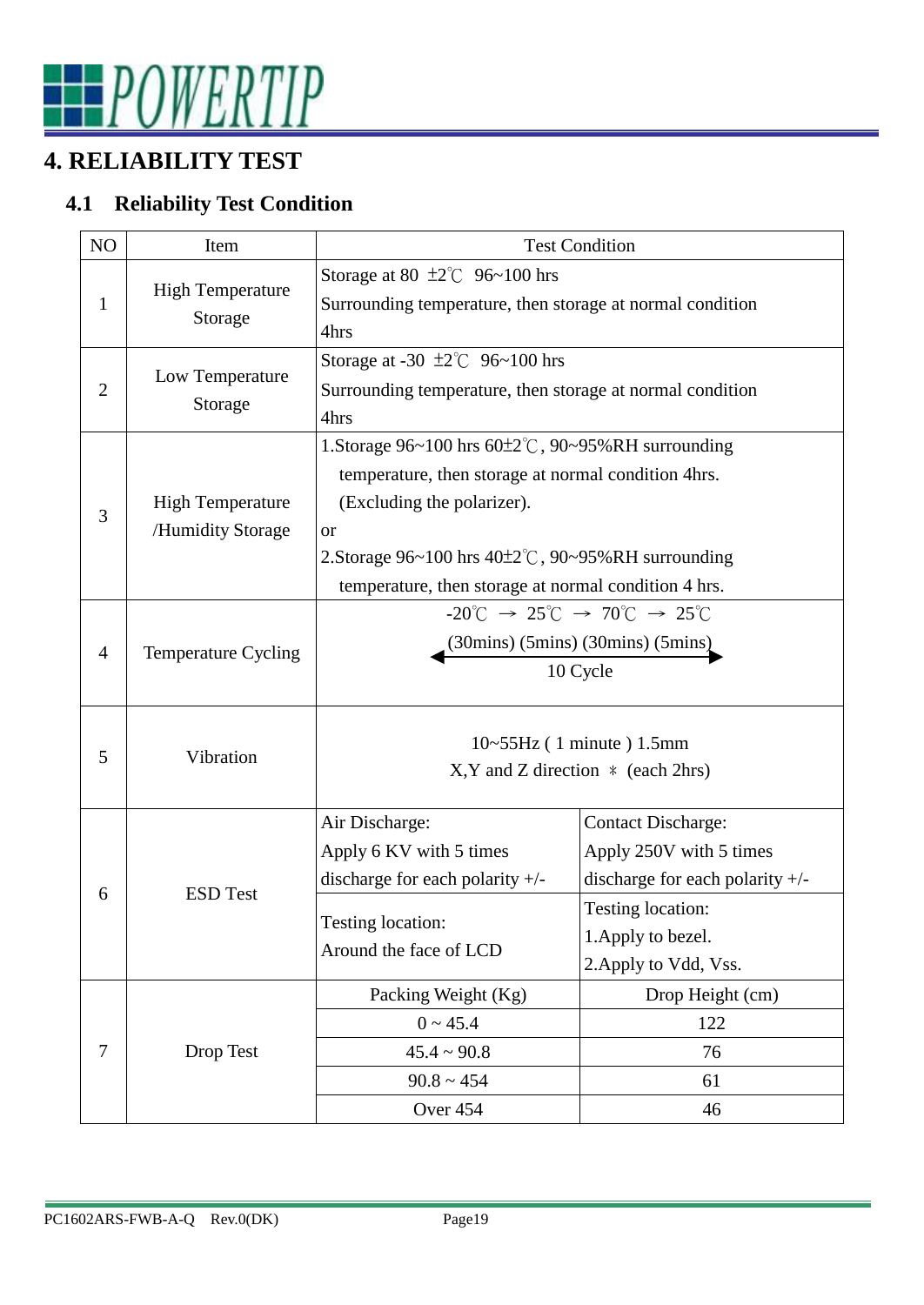# 4. RELIABILITY TEST

## 4.1 Reliability Test Condition

| NO | Item | Test Condition | |
|---|---|---|---|
| 1 | High Temperature Storage | Storage at 80 ±2℃ 96~100 hrs<br>Surrounding temperature, then storage at normal condition 4hrs | |
| 2 | Low Temperature Storage | Storage at -30 ±2℃ 96~100 hrs<br>Surrounding temperature, then storage at normal condition 4hrs | |
| 3 | High Temperature /Humidity Storage | 1.Storage 96~100 hrs 60±2℃, 90~95%RH surrounding temperature, then storage at normal condition 4hrs. (Excluding the polarizer).<br>or<br>2.Storage 96~100 hrs 40±2℃, 90~95%RH surrounding temperature, then storage at normal condition 4 hrs. | |
| 4 | Temperature Cycling | -20℃ → 25℃ → 70℃ → 25℃<br>(30mins) (5mins) (30mins) (5mins)<br>10 Cycle | |
| 5 | Vibration | 10~55Hz ( 1 minute ) 1.5mm<br>X,Y and Z direction ＊ (each 2hrs) | |
| 6 | ESD Test | Air Discharge:<br>Apply 6 KV with 5 times discharge for each polarity +/- | Contact Discharge:<br>Apply 250V with 5 times discharge for each polarity +/- |
| | | Testing location:<br>Around the face of LCD | Testing location:<br>1.Apply to bezel.<br>2.Apply to Vdd, Vss. |
| 7 | Drop Test | Packing Weight (Kg) | Drop Height (cm) |
| | | 0 ~ 45.4 | 122 |
| | | 45.4 ~ 90.8 | 76 |
| | | 90.8 ~ 454 | 61 |
| | | Over 454 | 46 |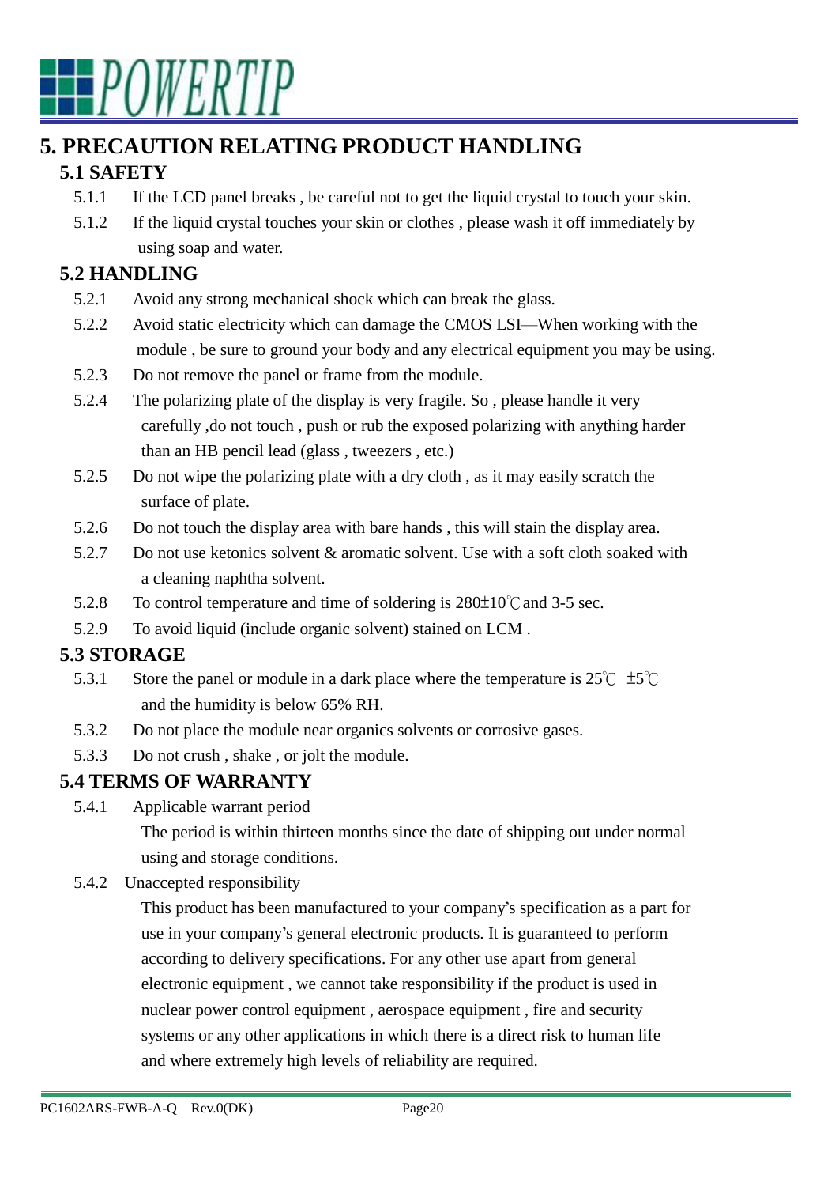# 5. PRECAUTION RELATING PRODUCT HANDLING

## 5.1 SAFETY

5.1.1 If the LCD panel breaks , be careful not to get the liquid crystal to touch your skin.

5.1.2 If the liquid crystal touches your skin or clothes , please wash it off immediately by using soap and water.

## 5.2 HANDLING

5.2.1 Avoid any strong mechanical shock which can break the glass.

5.2.2 Avoid static electricity which can damage the CMOS LSI—When working with the module , be sure to ground your body and any electrical equipment you may be using.

5.2.3 Do not remove the panel or frame from the module.

5.2.4 The polarizing plate of the display is very fragile. So , please handle it very carefully ,do not touch , push or rub the exposed polarizing with anything harder than an HB pencil lead (glass , tweezers , etc.)

5.2.5 Do not wipe the polarizing plate with a dry cloth , as it may easily scratch the surface of plate.

5.2.6 Do not touch the display area with bare hands , this will stain the display area.

5.2.7 Do not use ketonics solvent & aromatic solvent. Use with a soft cloth soaked with a cleaning naphtha solvent.

5.2.8 To control temperature and time of soldering is 280±10℃ and 3-5 sec.

5.2.9 To avoid liquid (include organic solvent) stained on LCM .

## 5.3 STORAGE

5.3.1 Store the panel or module in a dark place where the temperature is 25℃ ±5℃ and the humidity is below 65% RH.

5.3.2 Do not place the module near organics solvents or corrosive gases.

5.3.3 Do not crush , shake , or jolt the module.

## 5.4 TERMS OF WARRANTY

5.4.1 Applicable warrant period

The period is within thirteen months since the date of shipping out under normal using and storage conditions.

5.4.2 Unaccepted responsibility

This product has been manufactured to your company's specification as a part for use in your company's general electronic products. It is guaranteed to perform according to delivery specifications. For any other use apart from general electronic equipment , we cannot take responsibility if the product is used in nuclear power control equipment , aerospace equipment , fire and security systems or any other applications in which there is a direct risk to human life and where extremely high levels of reliability are required.